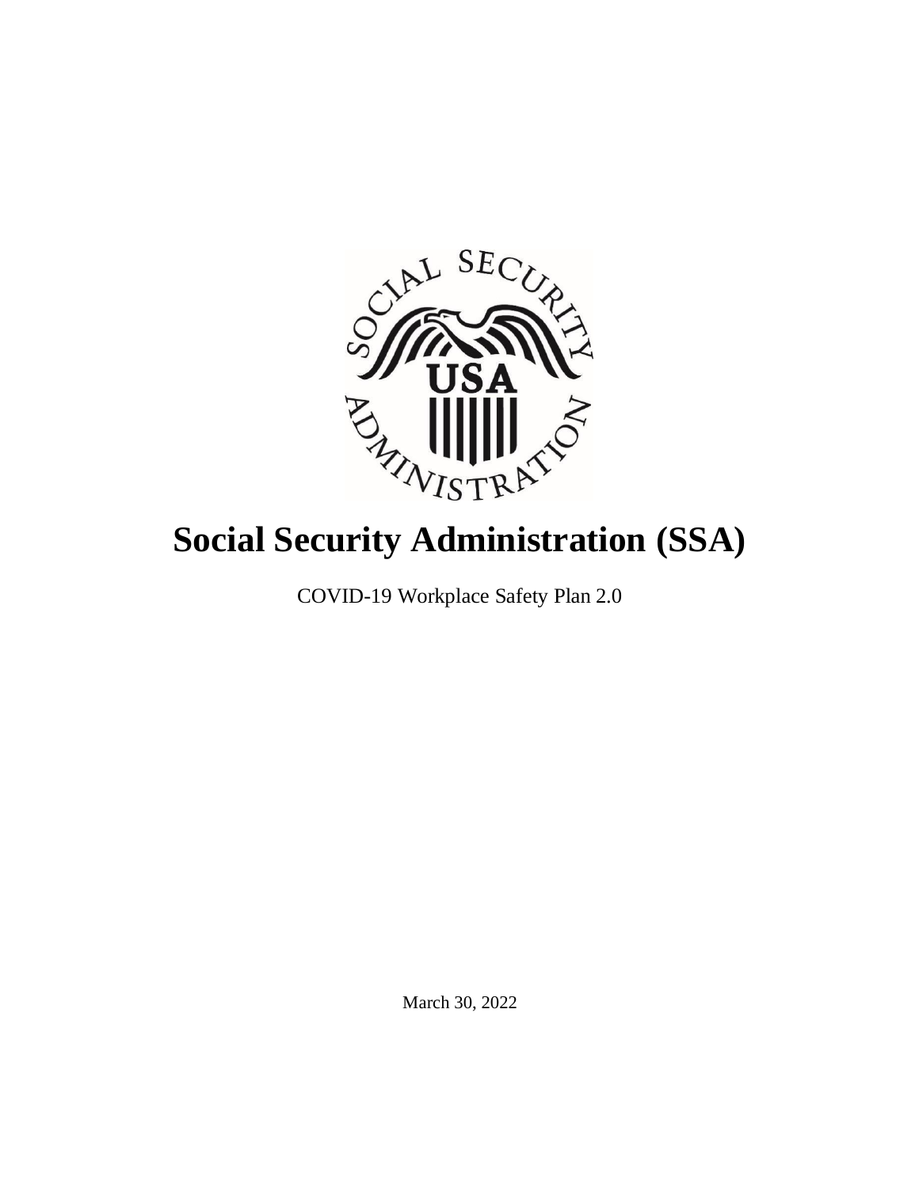# Social Security Administration (SSA)

COVID-19 Workplace Safety Plan 2.0

March 30, 2022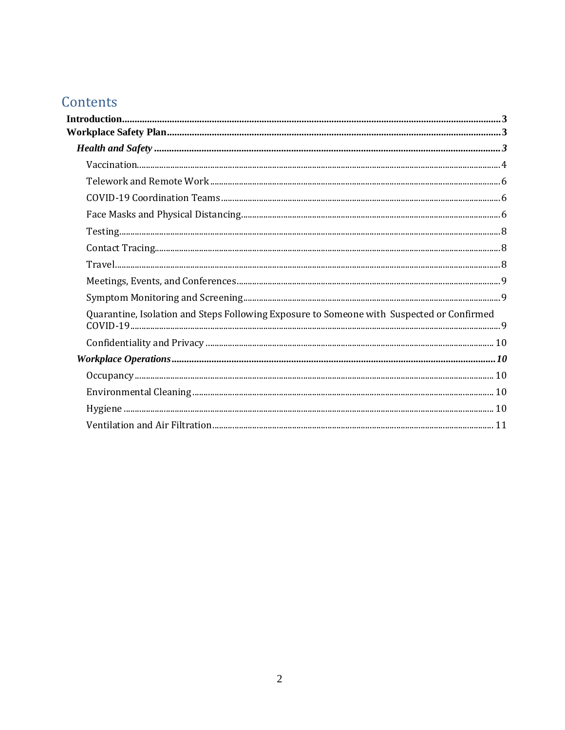# Contents

**Introduction** .......... **3**

**Workplace Safety Plan** .......... **3**

***Health and Safety*** .......... ***3***

- Vaccination .......... 4
- Telework and Remote Work .......... 6
- COVID-19 Coordination Teams .......... 6
- Face Masks and Physical Distancing .......... 6
- Testing .......... 8
- Contact Tracing .......... 8
- Travel .......... 8
- Meetings, Events, and Conferences .......... 9
- Symptom Monitoring and Screening .......... 9
- Quarantine, Isolation and Steps Following Exposure to Someone with Suspected or Confirmed COVID-19 .......... 9
- Confidentiality and Privacy .......... 10

***Workplace Operations*** .......... ***10***

- Occupancy .......... 10
- Environmental Cleaning .......... 10
- Hygiene .......... 10
- Ventilation and Air Filtration .......... 11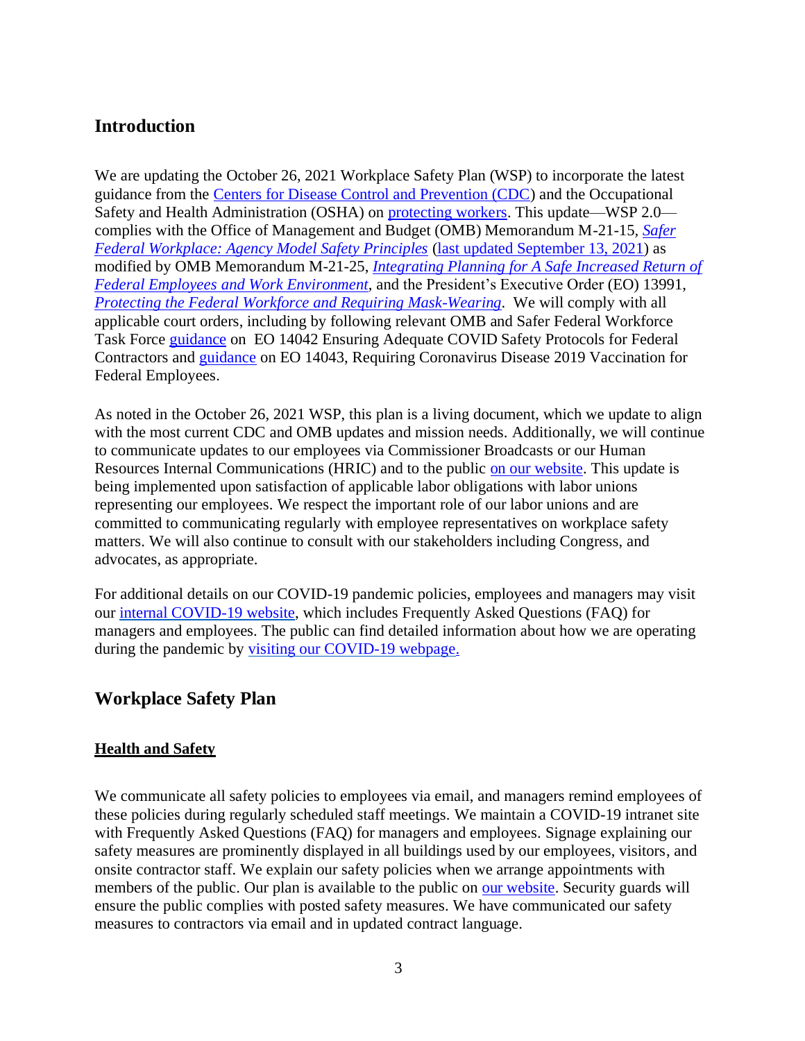## Introduction

We are updating the October 26, 2021 Workplace Safety Plan (WSP) to incorporate the latest guidance from the Centers for Disease Control and Prevention (CDC) and the Occupational Safety and Health Administration (OSHA) on protecting workers. This update—WSP 2.0—complies with the Office of Management and Budget (OMB) Memorandum M-21-15, *Safer Federal Workplace: Agency Model Safety Principles* (last updated September 13, 2021) as modified by OMB Memorandum M-21-25, *Integrating Planning for A Safe Increased Return of Federal Employees and Work Environment*, and the President's Executive Order (EO) 13991, *Protecting the Federal Workforce and Requiring Mask-Wearing*. We will comply with all applicable court orders, including by following relevant OMB and Safer Federal Workforce Task Force guidance on EO 14042 Ensuring Adequate COVID Safety Protocols for Federal Contractors and guidance on EO 14043, Requiring Coronavirus Disease 2019 Vaccination for Federal Employees.

As noted in the October 26, 2021 WSP, this plan is a living document, which we update to align with the most current CDC and OMB updates and mission needs. Additionally, we will continue to communicate updates to our employees via Commissioner Broadcasts or our Human Resources Internal Communications (HRIC) and to the public on our website. This update is being implemented upon satisfaction of applicable labor obligations with labor unions representing our employees. We respect the important role of our labor unions and are committed to communicating regularly with employee representatives on workplace safety matters. We will also continue to consult with our stakeholders including Congress, and advocates, as appropriate.

For additional details on our COVID-19 pandemic policies, employees and managers may visit our internal COVID-19 website, which includes Frequently Asked Questions (FAQ) for managers and employees. The public can find detailed information about how we are operating during the pandemic by visiting our COVID-19 webpage.

## Workplace Safety Plan

### Health and Safety

We communicate all safety policies to employees via email, and managers remind employees of these policies during regularly scheduled staff meetings. We maintain a COVID-19 intranet site with Frequently Asked Questions (FAQ) for managers and employees. Signage explaining our safety measures are prominently displayed in all buildings used by our employees, visitors, and onsite contractor staff. We explain our safety policies when we arrange appointments with members of the public. Our plan is available to the public on our website. Security guards will ensure the public complies with posted safety measures. We have communicated our safety measures to contractors via email and in updated contract language.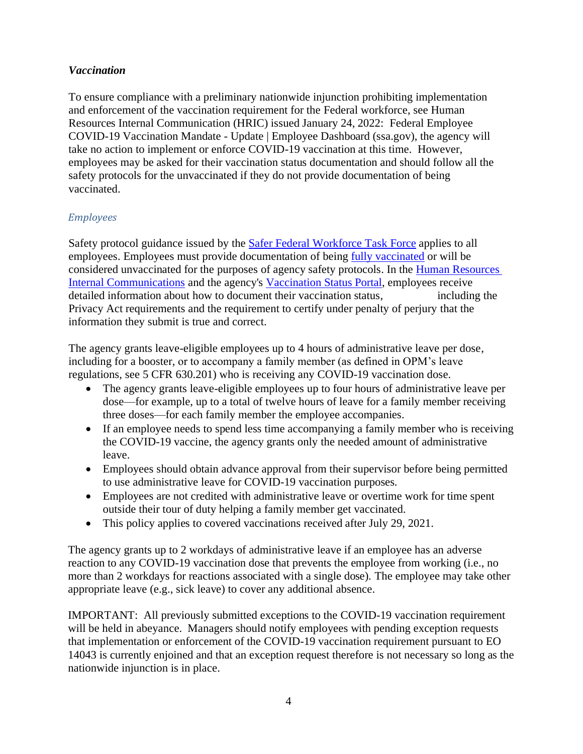### *Vaccination*

To ensure compliance with a preliminary nationwide injunction prohibiting implementation and enforcement of the vaccination requirement for the Federal workforce, see Human Resources Internal Communication (HRIC) issued January 24, 2022: Federal Employee COVID-19 Vaccination Mandate - Update | Employee Dashboard (ssa.gov), the agency will take no action to implement or enforce COVID-19 vaccination at this time. However, employees may be asked for their vaccination status documentation and should follow all the safety protocols for the unvaccinated if they do not provide documentation of being vaccinated.

#### *Employees*

Safety protocol guidance issued by the Safer Federal Workforce Task Force applies to all employees. Employees must provide documentation of being fully vaccinated or will be considered unvaccinated for the purposes of agency safety protocols. In the Human Resources Internal Communications and the agency's Vaccination Status Portal, employees receive detailed information about how to document their vaccination status, including the Privacy Act requirements and the requirement to certify under penalty of perjury that the information they submit is true and correct.

The agency grants leave-eligible employees up to 4 hours of administrative leave per dose, including for a booster, or to accompany a family member (as defined in OPM's leave regulations, see 5 CFR 630.201) who is receiving any COVID-19 vaccination dose.

- The agency grants leave-eligible employees up to four hours of administrative leave per dose—for example, up to a total of twelve hours of leave for a family member receiving three doses—for each family member the employee accompanies.
- If an employee needs to spend less time accompanying a family member who is receiving the COVID-19 vaccine, the agency grants only the needed amount of administrative leave.
- Employees should obtain advance approval from their supervisor before being permitted to use administrative leave for COVID-19 vaccination purposes.
- Employees are not credited with administrative leave or overtime work for time spent outside their tour of duty helping a family member get vaccinated.
- This policy applies to covered vaccinations received after July 29, 2021.

The agency grants up to 2 workdays of administrative leave if an employee has an adverse reaction to any COVID-19 vaccination dose that prevents the employee from working (i.e., no more than 2 workdays for reactions associated with a single dose). The employee may take other appropriate leave (e.g., sick leave) to cover any additional absence.

IMPORTANT: All previously submitted exceptions to the COVID-19 vaccination requirement will be held in abeyance. Managers should notify employees with pending exception requests that implementation or enforcement of the COVID-19 vaccination requirement pursuant to EO 14043 is currently enjoined and that an exception request therefore is not necessary so long as the nationwide injunction is in place.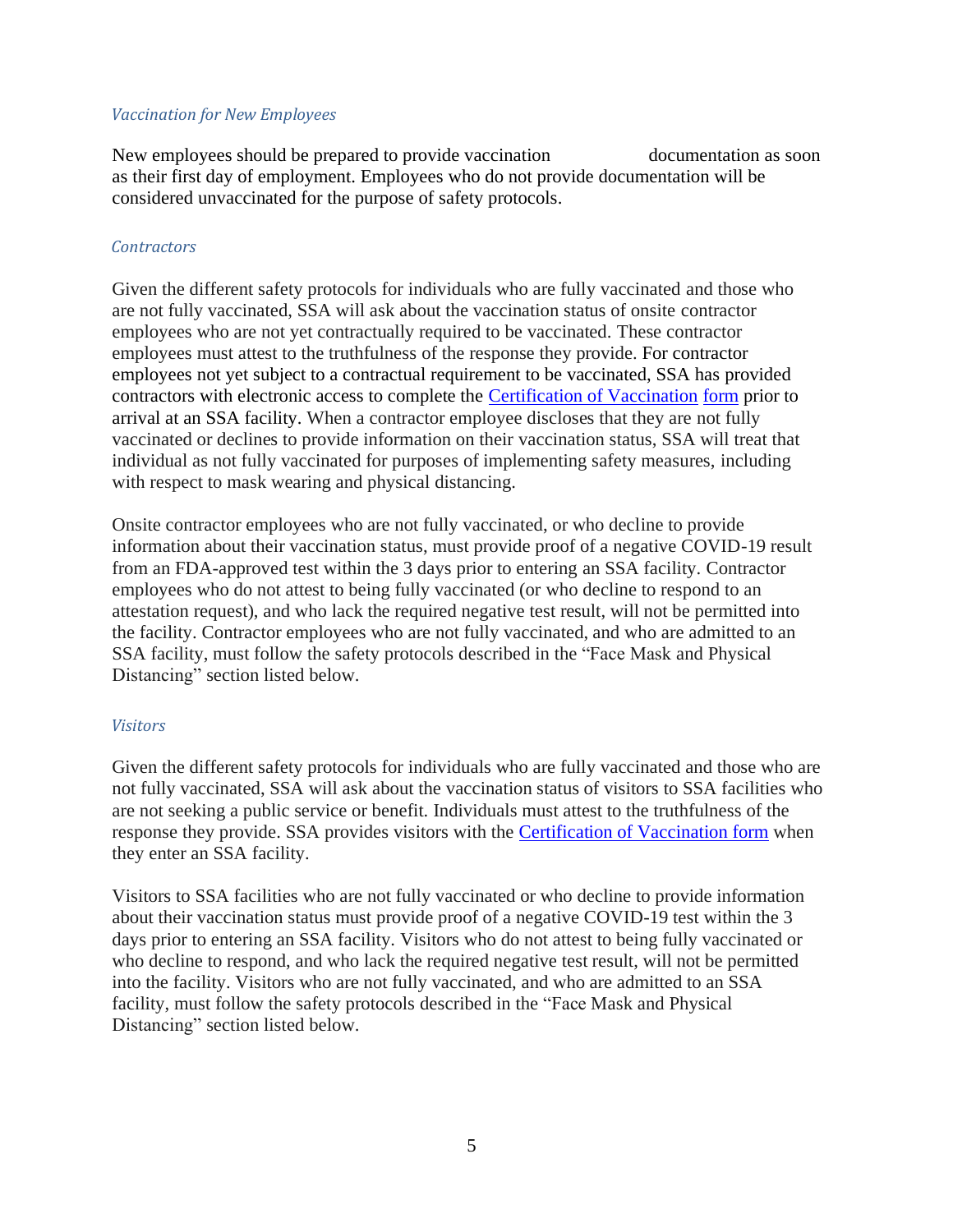*Vaccination for New Employees*

New employees should be prepared to provide vaccination documentation as soon as their first day of employment. Employees who do not provide documentation will be considered unvaccinated for the purpose of safety protocols.

*Contractors*

Given the different safety protocols for individuals who are fully vaccinated and those who are not fully vaccinated, SSA will ask about the vaccination status of onsite contractor employees who are not yet contractually required to be vaccinated. These contractor employees must attest to the truthfulness of the response they provide. For contractor employees not yet subject to a contractual requirement to be vaccinated, SSA has provided contractors with electronic access to complete the Certification of Vaccination form prior to arrival at an SSA facility. When a contractor employee discloses that they are not fully vaccinated or declines to provide information on their vaccination status, SSA will treat that individual as not fully vaccinated for purposes of implementing safety measures, including with respect to mask wearing and physical distancing.

Onsite contractor employees who are not fully vaccinated, or who decline to provide information about their vaccination status, must provide proof of a negative COVID-19 result from an FDA-approved test within the 3 days prior to entering an SSA facility. Contractor employees who do not attest to being fully vaccinated (or who decline to respond to an attestation request), and who lack the required negative test result, will not be permitted into the facility. Contractor employees who are not fully vaccinated, and who are admitted to an SSA facility, must follow the safety protocols described in the "Face Mask and Physical Distancing" section listed below.

*Visitors*

Given the different safety protocols for individuals who are fully vaccinated and those who are not fully vaccinated, SSA will ask about the vaccination status of visitors to SSA facilities who are not seeking a public service or benefit. Individuals must attest to the truthfulness of the response they provide. SSA provides visitors with the Certification of Vaccination form when they enter an SSA facility.

Visitors to SSA facilities who are not fully vaccinated or who decline to provide information about their vaccination status must provide proof of a negative COVID-19 test within the 3 days prior to entering an SSA facility. Visitors who do not attest to being fully vaccinated or who decline to respond, and who lack the required negative test result, will not be permitted into the facility. Visitors who are not fully vaccinated, and who are admitted to an SSA facility, must follow the safety protocols described in the "Face Mask and Physical Distancing" section listed below.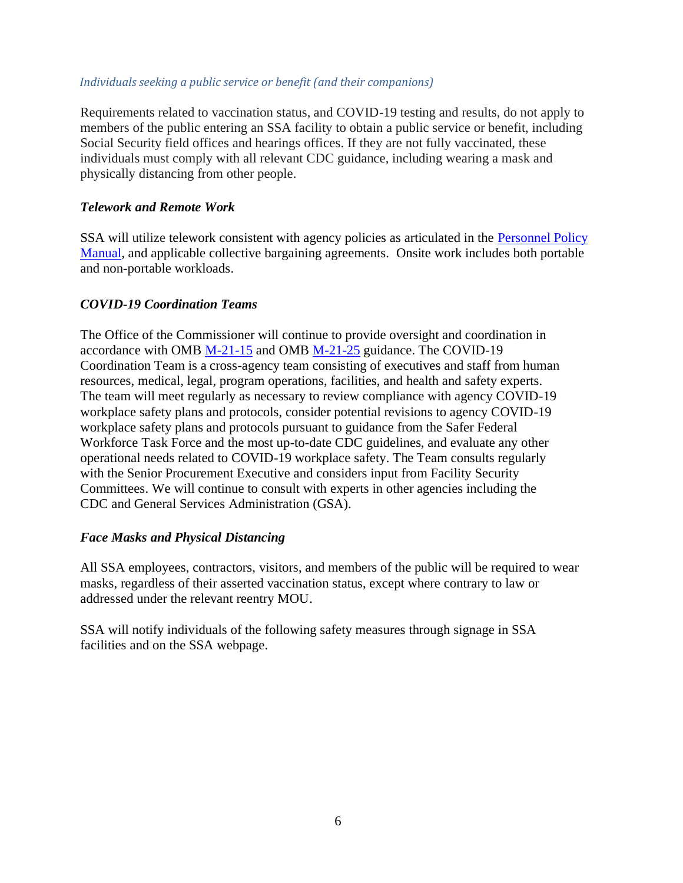*Individuals seeking a public service or benefit (and their companions)*

Requirements related to vaccination status, and COVID-19 testing and results, do not apply to members of the public entering an SSA facility to obtain a public service or benefit, including Social Security field offices and hearings offices. If they are not fully vaccinated, these individuals must comply with all relevant CDC guidance, including wearing a mask and physically distancing from other people.

***Telework and Remote Work***

SSA will utilize telework consistent with agency policies as articulated in the [Personnel Policy Manual](), and applicable collective bargaining agreements. Onsite work includes both portable and non-portable workloads.

***COVID-19 Coordination Teams***

The Office of the Commissioner will continue to provide oversight and coordination in accordance with OMB [M-21-15]() and OMB [M-21-25]() guidance. The COVID-19 Coordination Team is a cross-agency team consisting of executives and staff from human resources, medical, legal, program operations, facilities, and health and safety experts. The team will meet regularly as necessary to review compliance with agency COVID-19 workplace safety plans and protocols, consider potential revisions to agency COVID-19 workplace safety plans and protocols pursuant to guidance from the Safer Federal Workforce Task Force and the most up-to-date CDC guidelines, and evaluate any other operational needs related to COVID-19 workplace safety. The Team consults regularly with the Senior Procurement Executive and considers input from Facility Security Committees. We will continue to consult with experts in other agencies including the CDC and General Services Administration (GSA).

***Face Masks and Physical Distancing***

All SSA employees, contractors, visitors, and members of the public will be required to wear masks, regardless of their asserted vaccination status, except where contrary to law or addressed under the relevant reentry MOU.

SSA will notify individuals of the following safety measures through signage in SSA facilities and on the SSA webpage.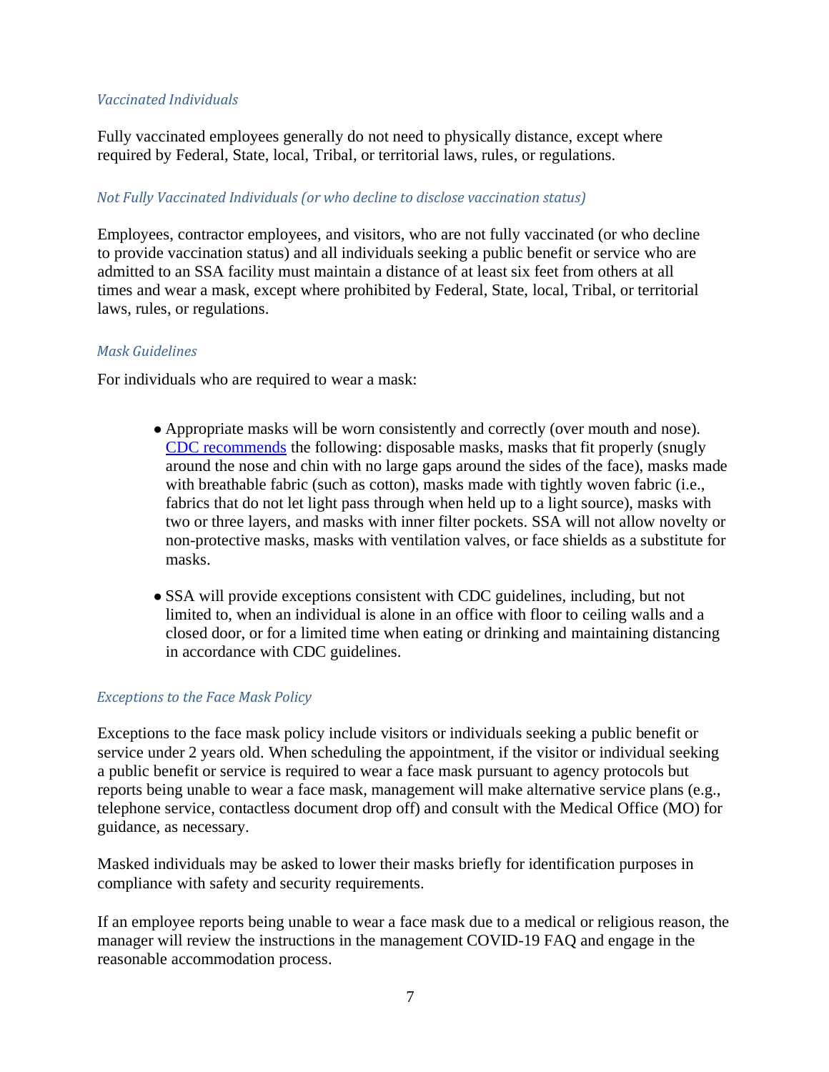### *Vaccinated Individuals*

Fully vaccinated employees generally do not need to physically distance, except where required by Federal, State, local, Tribal, or territorial laws, rules, or regulations.

### *Not Fully Vaccinated Individuals (or who decline to disclose vaccination status)*

Employees, contractor employees, and visitors, who are not fully vaccinated (or who decline to provide vaccination status) and all individuals seeking a public benefit or service who are admitted to an SSA facility must maintain a distance of at least six feet from others at all times and wear a mask, except where prohibited by Federal, State, local, Tribal, or territorial laws, rules, or regulations.

### *Mask Guidelines*

For individuals who are required to wear a mask:

- Appropriate masks will be worn consistently and correctly (over mouth and nose). [CDC recommends](#) the following: disposable masks, masks that fit properly (snugly around the nose and chin with no large gaps around the sides of the face), masks made with breathable fabric (such as cotton), masks made with tightly woven fabric (i.e., fabrics that do not let light pass through when held up to a light source), masks with two or three layers, and masks with inner filter pockets. SSA will not allow novelty or non-protective masks, masks with ventilation valves, or face shields as a substitute for masks.

- SSA will provide exceptions consistent with CDC guidelines, including, but not limited to, when an individual is alone in an office with floor to ceiling walls and a closed door, or for a limited time when eating or drinking and maintaining distancing in accordance with CDC guidelines.

### *Exceptions to the Face Mask Policy*

Exceptions to the face mask policy include visitors or individuals seeking a public benefit or service under 2 years old. When scheduling the appointment, if the visitor or individual seeking a public benefit or service is required to wear a face mask pursuant to agency protocols but reports being unable to wear a face mask, management will make alternative service plans (e.g., telephone service, contactless document drop off) and consult with the Medical Office (MO) for guidance, as necessary.

Masked individuals may be asked to lower their masks briefly for identification purposes in compliance with safety and security requirements.

If an employee reports being unable to wear a face mask due to a medical or religious reason, the manager will review the instructions in the management COVID-19 FAQ and engage in the reasonable accommodation process.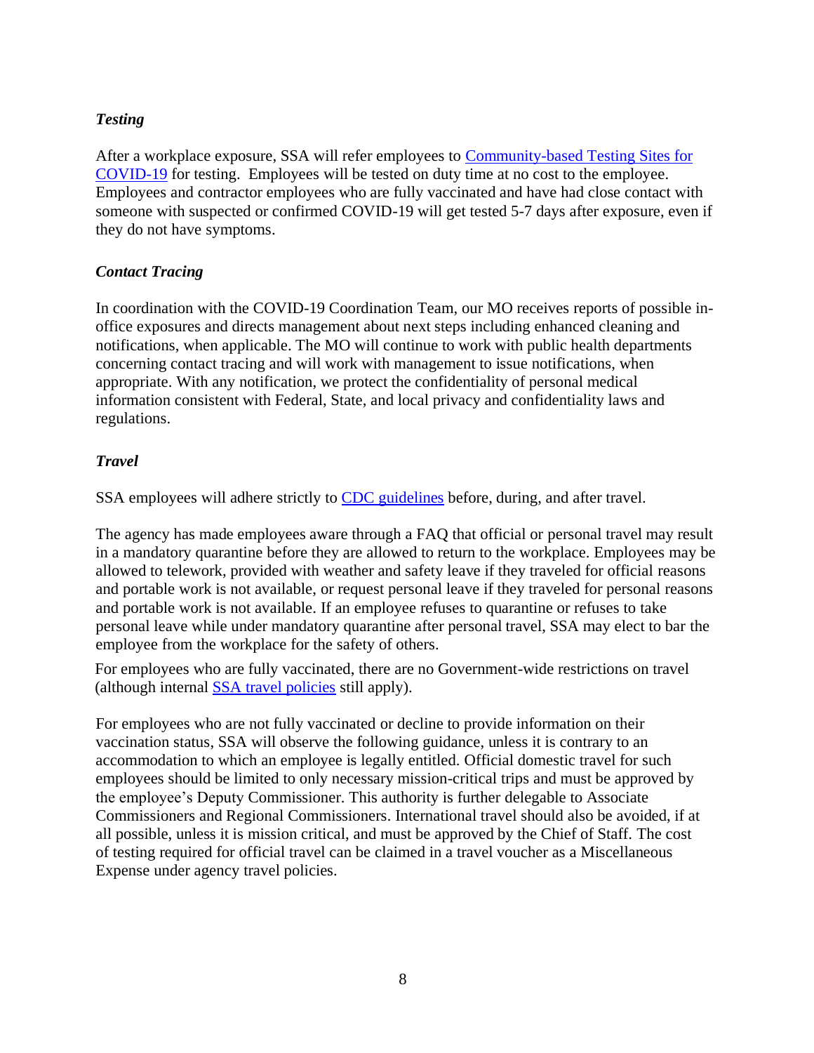### *Testing*

After a workplace exposure, SSA will refer employees to [Community-based Testing Sites for COVID-19](#) for testing. Employees will be tested on duty time at no cost to the employee. Employees and contractor employees who are fully vaccinated and have had close contact with someone with suspected or confirmed COVID-19 will get tested 5-7 days after exposure, even if they do not have symptoms.

### *Contact Tracing*

In coordination with the COVID-19 Coordination Team, our MO receives reports of possible in-office exposures and directs management about next steps including enhanced cleaning and notifications, when applicable. The MO will continue to work with public health departments concerning contact tracing and will work with management to issue notifications, when appropriate. With any notification, we protect the confidentiality of personal medical information consistent with Federal, State, and local privacy and confidentiality laws and regulations.

### *Travel*

SSA employees will adhere strictly to [CDC guidelines](#) before, during, and after travel.

The agency has made employees aware through a FAQ that official or personal travel may result in a mandatory quarantine before they are allowed to return to the workplace. Employees may be allowed to telework, provided with weather and safety leave if they traveled for official reasons and portable work is not available, or request personal leave if they traveled for personal reasons and portable work is not available. If an employee refuses to quarantine or refuses to take personal leave while under mandatory quarantine after personal travel, SSA may elect to bar the employee from the workplace for the safety of others.

For employees who are fully vaccinated, there are no Government-wide restrictions on travel (although internal [SSA travel policies](#) still apply).

For employees who are not fully vaccinated or decline to provide information on their vaccination status, SSA will observe the following guidance, unless it is contrary to an accommodation to which an employee is legally entitled. Official domestic travel for such employees should be limited to only necessary mission-critical trips and must be approved by the employee's Deputy Commissioner. This authority is further delegable to Associate Commissioners and Regional Commissioners. International travel should also be avoided, if at all possible, unless it is mission critical, and must be approved by the Chief of Staff. The cost of testing required for official travel can be claimed in a travel voucher as a Miscellaneous Expense under agency travel policies.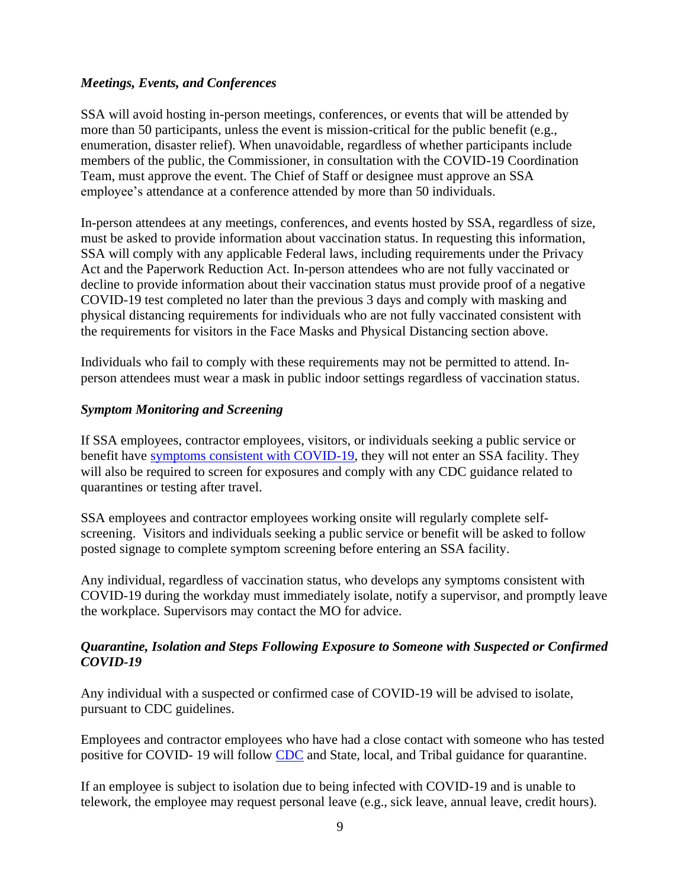### *Meetings, Events, and Conferences*

SSA will avoid hosting in-person meetings, conferences, or events that will be attended by more than 50 participants, unless the event is mission-critical for the public benefit (e.g., enumeration, disaster relief). When unavoidable, regardless of whether participants include members of the public, the Commissioner, in consultation with the COVID-19 Coordination Team, must approve the event. The Chief of Staff or designee must approve an SSA employee's attendance at a conference attended by more than 50 individuals.

In-person attendees at any meetings, conferences, and events hosted by SSA, regardless of size, must be asked to provide information about vaccination status. In requesting this information, SSA will comply with any applicable Federal laws, including requirements under the Privacy Act and the Paperwork Reduction Act. In-person attendees who are not fully vaccinated or decline to provide information about their vaccination status must provide proof of a negative COVID-19 test completed no later than the previous 3 days and comply with masking and physical distancing requirements for individuals who are not fully vaccinated consistent with the requirements for visitors in the Face Masks and Physical Distancing section above.

Individuals who fail to comply with these requirements may not be permitted to attend. In-person attendees must wear a mask in public indoor settings regardless of vaccination status.

### *Symptom Monitoring and Screening*

If SSA employees, contractor employees, visitors, or individuals seeking a public service or benefit have symptoms consistent with COVID-19, they will not enter an SSA facility. They will also be required to screen for exposures and comply with any CDC guidance related to quarantines or testing after travel.

SSA employees and contractor employees working onsite will regularly complete self-screening. Visitors and individuals seeking a public service or benefit will be asked to follow posted signage to complete symptom screening before entering an SSA facility.

Any individual, regardless of vaccination status, who develops any symptoms consistent with COVID-19 during the workday must immediately isolate, notify a supervisor, and promptly leave the workplace. Supervisors may contact the MO for advice.

### *Quarantine, Isolation and Steps Following Exposure to Someone with Suspected or Confirmed COVID-19*

Any individual with a suspected or confirmed case of COVID-19 will be advised to isolate, pursuant to CDC guidelines.

Employees and contractor employees who have had a close contact with someone who has tested positive for COVID- 19 will follow CDC and State, local, and Tribal guidance for quarantine.

If an employee is subject to isolation due to being infected with COVID-19 and is unable to telework, the employee may request personal leave (e.g., sick leave, annual leave, credit hours).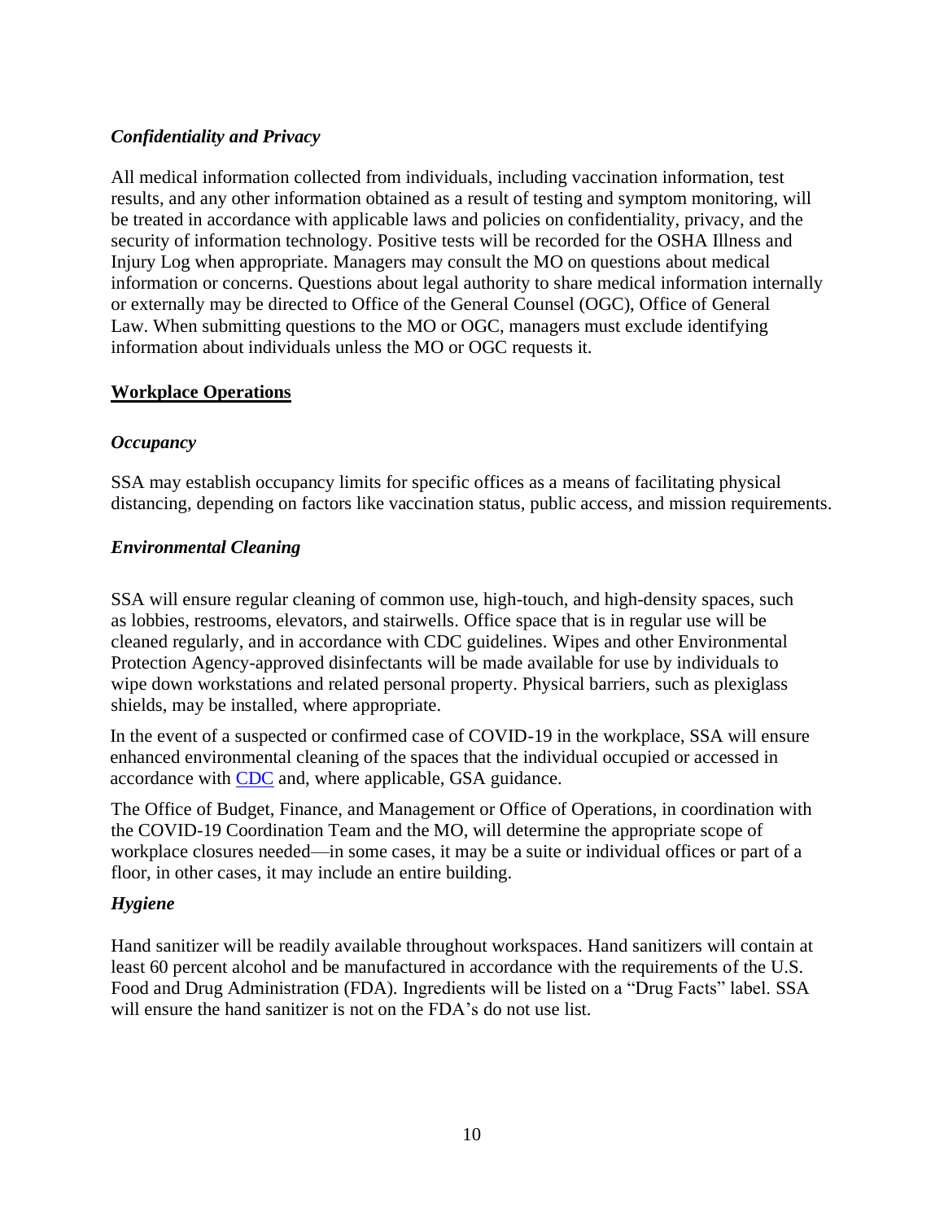### *Confidentiality and Privacy*

All medical information collected from individuals, including vaccination information, test results, and any other information obtained as a result of testing and symptom monitoring, will be treated in accordance with applicable laws and policies on confidentiality, privacy, and the security of information technology. Positive tests will be recorded for the OSHA Illness and Injury Log when appropriate. Managers may consult the MO on questions about medical information or concerns. Questions about legal authority to share medical information internally or externally may be directed to Office of the General Counsel (OGC), Office of General Law. When submitting questions to the MO or OGC, managers must exclude identifying information about individuals unless the MO or OGC requests it.

## Workplace Operations

### *Occupancy*

SSA may establish occupancy limits for specific offices as a means of facilitating physical distancing, depending on factors like vaccination status, public access, and mission requirements.

### *Environmental Cleaning*

SSA will ensure regular cleaning of common use, high-touch, and high-density spaces, such as lobbies, restrooms, elevators, and stairwells. Office space that is in regular use will be cleaned regularly, and in accordance with CDC guidelines. Wipes and other Environmental Protection Agency-approved disinfectants will be made available for use by individuals to wipe down workstations and related personal property. Physical barriers, such as plexiglass shields, may be installed, where appropriate.

In the event of a suspected or confirmed case of COVID-19 in the workplace, SSA will ensure enhanced environmental cleaning of the spaces that the individual occupied or accessed in accordance with CDC and, where applicable, GSA guidance.

The Office of Budget, Finance, and Management or Office of Operations, in coordination with the COVID-19 Coordination Team and the MO, will determine the appropriate scope of workplace closures needed—in some cases, it may be a suite or individual offices or part of a floor, in other cases, it may include an entire building.

### *Hygiene*

Hand sanitizer will be readily available throughout workspaces. Hand sanitizers will contain at least 60 percent alcohol and be manufactured in accordance with the requirements of the U.S. Food and Drug Administration (FDA). Ingredients will be listed on a "Drug Facts" label. SSA will ensure the hand sanitizer is not on the FDA's do not use list.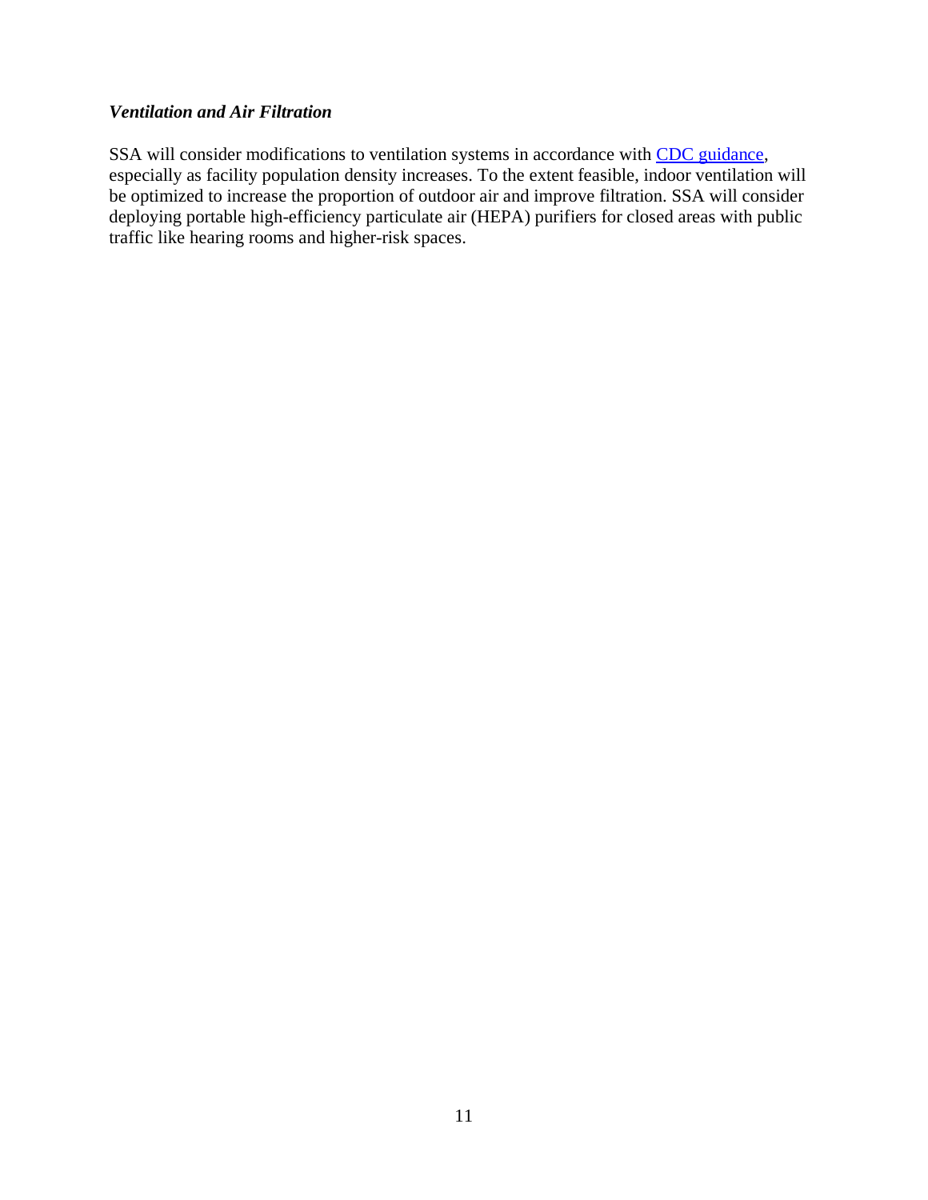### *Ventilation and Air Filtration*

SSA will consider modifications to ventilation systems in accordance with [CDC guidance](), especially as facility population density increases. To the extent feasible, indoor ventilation will be optimized to increase the proportion of outdoor air and improve filtration. SSA will consider deploying portable high-efficiency particulate air (HEPA) purifiers for closed areas with public traffic like hearing rooms and higher-risk spaces.